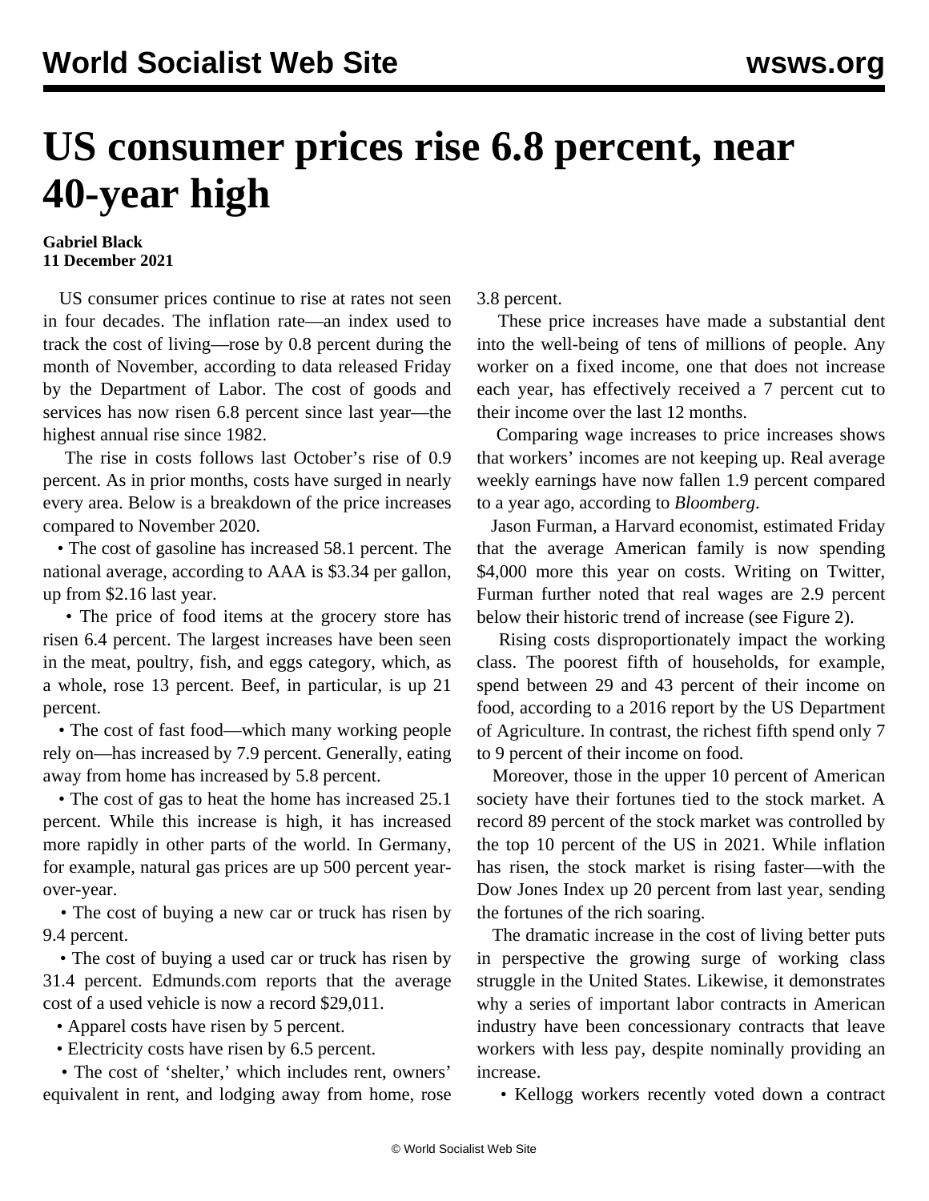# US consumer prices rise 6.8 percent, near 40-year high

**Gabriel Black**
**11 December 2021**

US consumer prices continue to rise at rates not seen in four decades. The inflation rate—an index used to track the cost of living—rose by 0.8 percent during the month of November, according to data released Friday by the Department of Labor. The cost of goods and services has now risen 6.8 percent since last year—the highest annual rise since 1982.

The rise in costs follows last October's rise of 0.9 percent. As in prior months, costs have surged in nearly every area. Below is a breakdown of the price increases compared to November 2020.

- The cost of gasoline has increased 58.1 percent. The national average, according to AAA is $3.34 per gallon, up from $2.16 last year.
- The price of food items at the grocery store has risen 6.4 percent. The largest increases have been seen in the meat, poultry, fish, and eggs category, which, as a whole, rose 13 percent. Beef, in particular, is up 21 percent.
- The cost of fast food—which many working people rely on—has increased by 7.9 percent. Generally, eating away from home has increased by 5.8 percent.
- The cost of gas to heat the home has increased 25.1 percent. While this increase is high, it has increased more rapidly in other parts of the world. In Germany, for example, natural gas prices are up 500 percent year-over-year.
- The cost of buying a new car or truck has risen by 9.4 percent.
- The cost of buying a used car or truck has risen by 31.4 percent. Edmunds.com reports that the average cost of a used vehicle is now a record $29,011.
- Apparel costs have risen by 5 percent.
- Electricity costs have risen by 6.5 percent.
- The cost of 'shelter,' which includes rent, owners' equivalent in rent, and lodging away from home, rose 3.8 percent.

These price increases have made a substantial dent into the well-being of tens of millions of people. Any worker on a fixed income, one that does not increase each year, has effectively received a 7 percent cut to their income over the last 12 months.

Comparing wage increases to price increases shows that workers' incomes are not keeping up. Real average weekly earnings have now fallen 1.9 percent compared to a year ago, according to *Bloomberg*.

Jason Furman, a Harvard economist, estimated Friday that the average American family is now spending $4,000 more this year on costs. Writing on Twitter, Furman further noted that real wages are 2.9 percent below their historic trend of increase (see Figure 2).

Rising costs disproportionately impact the working class. The poorest fifth of households, for example, spend between 29 and 43 percent of their income on food, according to a 2016 report by the US Department of Agriculture. In contrast, the richest fifth spend only 7 to 9 percent of their income on food.

Moreover, those in the upper 10 percent of American society have their fortunes tied to the stock market. A record 89 percent of the stock market was controlled by the top 10 percent of the US in 2021. While inflation has risen, the stock market is rising faster—with the Dow Jones Index up 20 percent from last year, sending the fortunes of the rich soaring.

The dramatic increase in the cost of living better puts in perspective the growing surge of working class struggle in the United States. Likewise, it demonstrates why a series of important labor contracts in American industry have been concessionary contracts that leave workers with less pay, despite nominally providing an increase.

- Kellogg workers recently voted down a contract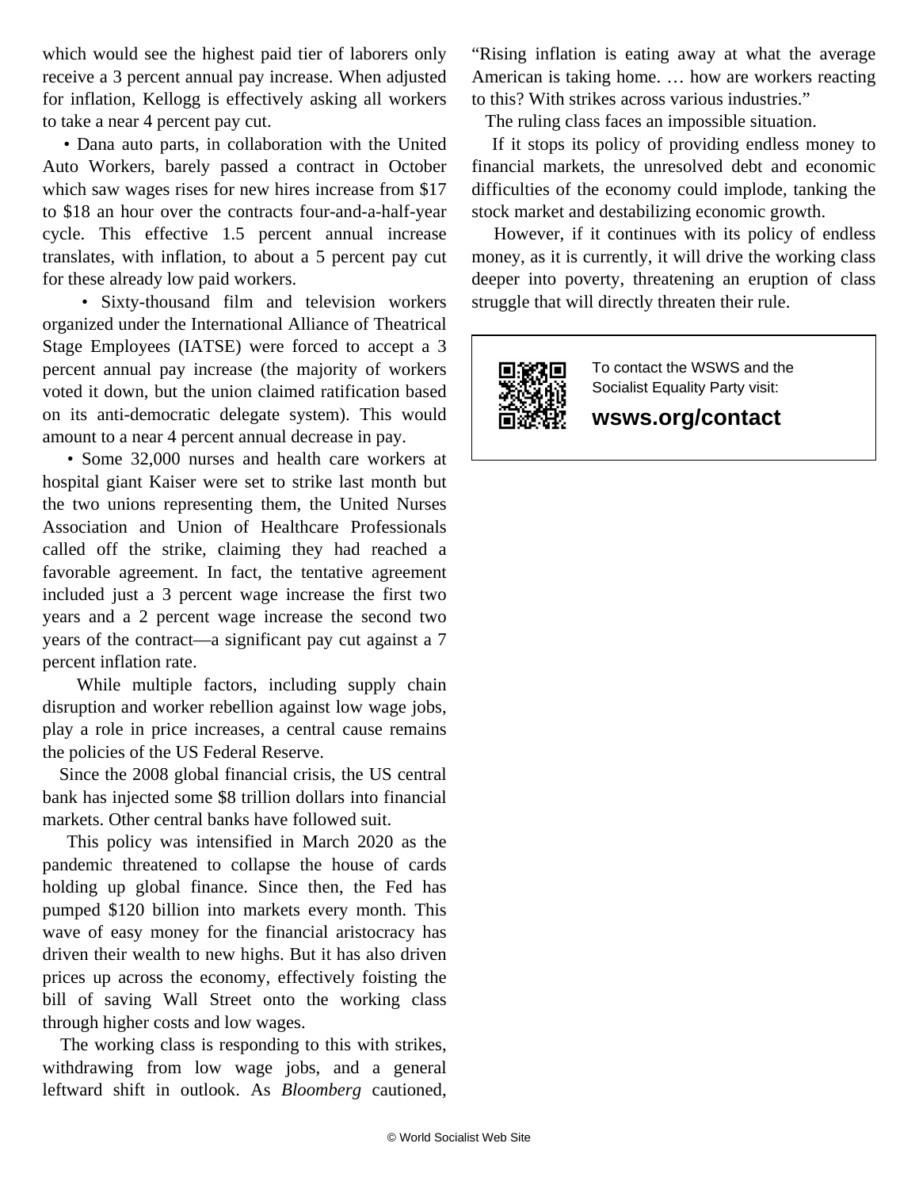which would see the highest paid tier of laborers only receive a 3 percent annual pay increase. When adjusted for inflation, Kellogg is effectively asking all workers to take a near 4 percent pay cut.

• Dana auto parts, in collaboration with the United Auto Workers, barely passed a contract in October which saw wages rises for new hires increase from $17 to $18 an hour over the contracts four-and-a-half-year cycle. This effective 1.5 percent annual increase translates, with inflation, to about a 5 percent pay cut for these already low paid workers.

• Sixty-thousand film and television workers organized under the International Alliance of Theatrical Stage Employees (IATSE) were forced to accept a 3 percent annual pay increase (the majority of workers voted it down, but the union claimed ratification based on its anti-democratic delegate system). This would amount to a near 4 percent annual decrease in pay.

• Some 32,000 nurses and health care workers at hospital giant Kaiser were set to strike last month but the two unions representing them, the United Nurses Association and Union of Healthcare Professionals called off the strike, claiming they had reached a favorable agreement. In fact, the tentative agreement included just a 3 percent wage increase the first two years and a 2 percent wage increase the second two years of the contract—a significant pay cut against a 7 percent inflation rate.

While multiple factors, including supply chain disruption and worker rebellion against low wage jobs, play a role in price increases, a central cause remains the policies of the US Federal Reserve.

Since the 2008 global financial crisis, the US central bank has injected some $8 trillion dollars into financial markets. Other central banks have followed suit.

This policy was intensified in March 2020 as the pandemic threatened to collapse the house of cards holding up global finance. Since then, the Fed has pumped $120 billion into markets every month. This wave of easy money for the financial aristocracy has driven their wealth to new highs. But it has also driven prices up across the economy, effectively foisting the bill of saving Wall Street onto the working class through higher costs and low wages.

The working class is responding to this with strikes, withdrawing from low wage jobs, and a general leftward shift in outlook. As *Bloomberg* cautioned, "Rising inflation is eating away at what the average American is taking home. … how are workers reacting to this? With strikes across various industries."

The ruling class faces an impossible situation.

If it stops its policy of providing endless money to financial markets, the unresolved debt and economic difficulties of the economy could implode, tanking the stock market and destabilizing economic growth.

However, if it continues with its policy of endless money, as it is currently, it will drive the working class deeper into poverty, threatening an eruption of class struggle that will directly threaten their rule.

To contact the WSWS and the Socialist Equality Party visit:

**wsws.org/contact**